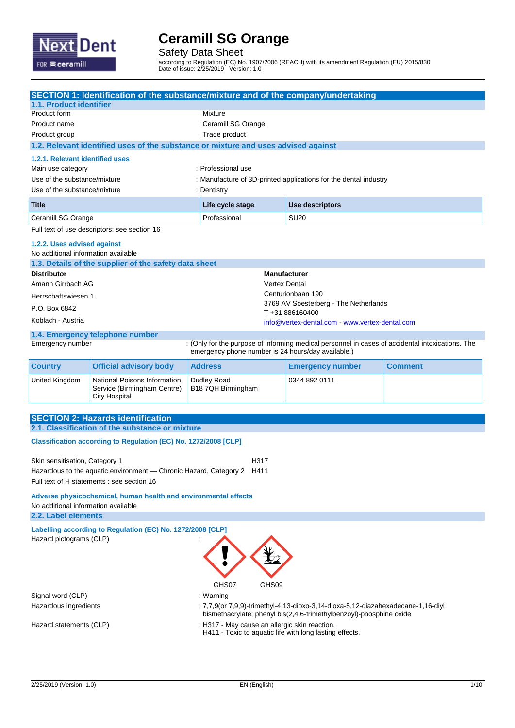# Ceramill SG Orange

Safety Data Sheet

according to Regulation (EC) No. 1907/2006 (REACH) with its amendment Regulation (EU) 2015/830
Date of issue: 2/25/2019 Version: 1.0

## SECTION 1: Identification of the substance/mixture and of the company/undertaking

### 1.1. Product identifier

Product form : Mixture

Product name : Ceramill SG Orange

Product group : Trade product

### 1.2. Relevant identified uses of the substance or mixture and uses advised against

#### 1.2.1. Relevant identified uses

Main use category : Professional use

Use of the substance/mixture : Manufacture of 3D-printed applications for the dental industry

Use of the substance/mixture : Dentistry

| Title | Life cycle stage | Use descriptors |
|---|---|---|
| Ceramill SG Orange | Professional | SU20 |

Full text of use descriptors: see section 16

#### 1.2.2. Uses advised against

No additional information available

### 1.3. Details of the supplier of the safety data sheet

**Distributor**
Amann Girrbach AG
Herrschaftswiesen 1
P.O. Box 6842
Koblach - Austria

**Manufacturer**
Vertex Dental
Centurionbaan 190
3769 AV Soesterberg - The Netherlands
T +31 886160400
info@vertex-dental.com - www.vertex-dental.com

### 1.4. Emergency telephone number

Emergency number : (Only for the purpose of informing medical personnel in cases of accidental intoxications. The emergency phone number is 24 hours/day available.)

| Country | Official advisory body | Address | Emergency number | Comment |
|---|---|---|---|---|
| United Kingdom | National Poisons Information Service (Birmingham Centre) City Hospital | Dudley Road B18 7QH Birmingham | 0344 892 0111 | |

## SECTION 2: Hazards identification

### 2.1. Classification of the substance or mixture

**Classification according to Regulation (EC) No. 1272/2008 [CLP]**

Skin sensitisation, Category 1 H317
Hazardous to the aquatic environment — Chronic Hazard, Category 2 H411
Full text of H statements : see section 16

**Adverse physicochemical, human health and environmental effects**

No additional information available

### 2.2. Label elements

**Labelling according to Regulation (EC) No. 1272/2008 [CLP]**

Hazard pictograms (CLP) :

GHS07 GHS09

Signal word (CLP) : Warning

Hazardous ingredients : 7,7,9(or 7,9,9)-trimethyl-4,13-dioxo-3,14-dioxa-5,12-diazahexadecane-1,16-diyl bismethacrylate; phenyl bis(2,4,6-trimethylbenzoyl)-phosphine oxide

Hazard statements (CLP) : H317 - May cause an allergic skin reaction.
H411 - Toxic to aquatic life with long lasting effects.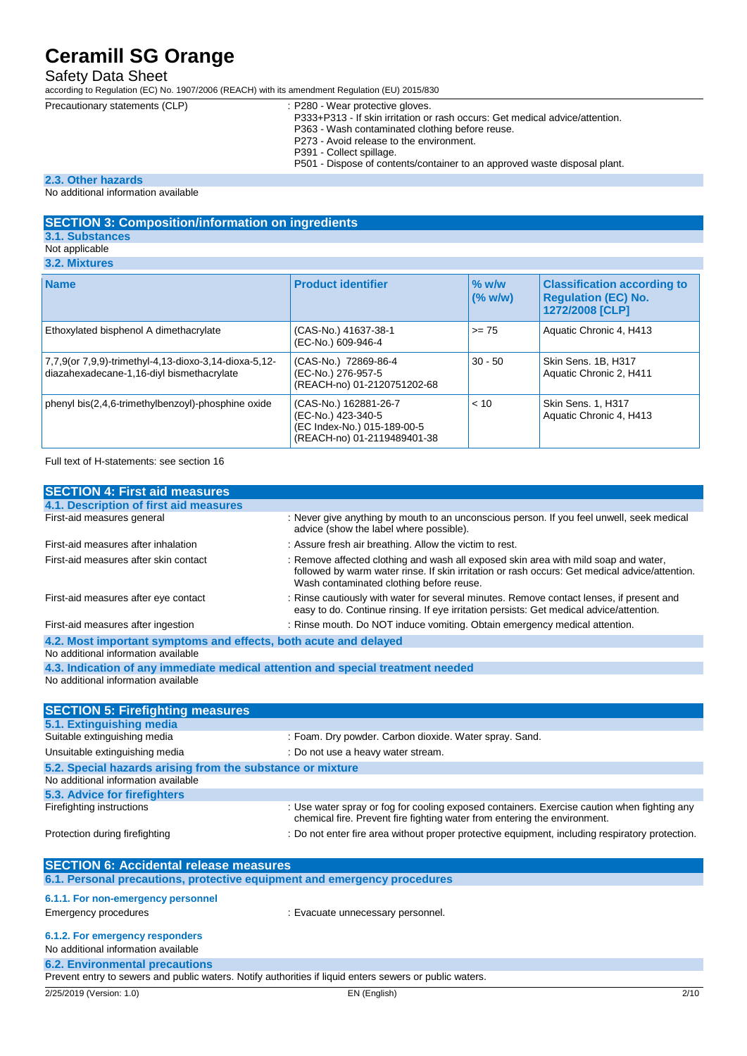| | |
|---|---|
| Precautionary statements (CLP) | : P280 - Wear protective gloves.<br>P333+P313 - If skin irritation or rash occurs: Get medical advice/attention.<br>P363 - Wash contaminated clothing before reuse.<br>P273 - Avoid release to the environment.<br>P391 - Collect spillage.<br>P501 - Dispose of contents/container to an approved waste disposal plant. |

### 2.3. Other hazards

No additional information available

## SECTION 3: Composition/information on ingredients

### 3.1. Substances

Not applicable

### 3.2. Mixtures

| Name | Product identifier | % w/w (% w/w) | Classification according to Regulation (EC) No. 1272/2008 [CLP] |
|---|---|---|---|
| Ethoxylated bisphenol A dimethacrylate | (CAS-No.) 41637-38-1<br>(EC-No.) 609-946-4 | >= 75 | Aquatic Chronic 4, H413 |
| 7,7,9(or 7,9,9)-trimethyl-4,13-dioxo-3,14-dioxa-5,12-diazahexadecane-1,16-diyl bismethacrylate | (CAS-No.) 72869-86-4<br>(EC-No.) 276-957-5<br>(REACH-no) 01-2120751202-68 | 30 - 50 | Skin Sens. 1B, H317<br>Aquatic Chronic 2, H411 |
| phenyl bis(2,4,6-trimethylbenzoyl)-phosphine oxide | (CAS-No.) 162881-26-7<br>(EC-No.) 423-340-5<br>(EC Index-No.) 015-189-00-5<br>(REACH-no) 01-2119489401-38 | < 10 | Skin Sens. 1, H317<br>Aquatic Chronic 4, H413 |

Full text of H-statements: see section 16

## SECTION 4: First aid measures

### 4.1. Description of first aid measures

| | |
|---|---|
| First-aid measures general | : Never give anything by mouth to an unconscious person. If you feel unwell, seek medical advice (show the label where possible). |
| First-aid measures after inhalation | : Assure fresh air breathing. Allow the victim to rest. |
| First-aid measures after skin contact | : Remove affected clothing and wash all exposed skin area with mild soap and water, followed by warm water rinse. If skin irritation or rash occurs: Get medical advice/attention. Wash contaminated clothing before reuse. |
| First-aid measures after eye contact | : Rinse cautiously with water for several minutes. Remove contact lenses, if present and easy to do. Continue rinsing. If eye irritation persists: Get medical advice/attention. |
| First-aid measures after ingestion | : Rinse mouth. Do NOT induce vomiting. Obtain emergency medical attention. |

### 4.2. Most important symptoms and effects, both acute and delayed

No additional information available

### 4.3. Indication of any immediate medical attention and special treatment needed

No additional information available

## SECTION 5: Firefighting measures

### 5.1. Extinguishing media

| | |
|---|---|
| Suitable extinguishing media | : Foam. Dry powder. Carbon dioxide. Water spray. Sand. |
| Unsuitable extinguishing media | : Do not use a heavy water stream. |

### 5.2. Special hazards arising from the substance or mixture

No additional information available

### 5.3. Advice for firefighters

| | |
|---|---|
| Firefighting instructions | : Use water spray or fog for cooling exposed containers. Exercise caution when fighting any chemical fire. Prevent fire fighting water from entering the environment. |
| Protection during firefighting | : Do not enter fire area without proper protective equipment, including respiratory protection. |

## SECTION 6: Accidental release measures

### 6.1. Personal precautions, protective equipment and emergency procedures

#### 6.1.1. For non-emergency personnel

| | |
|---|---|
| Emergency procedures | : Evacuate unnecessary personnel. |

#### 6.1.2. For emergency responders

No additional information available

### 6.2. Environmental precautions

Prevent entry to sewers and public waters. Notify authorities if liquid enters sewers or public waters.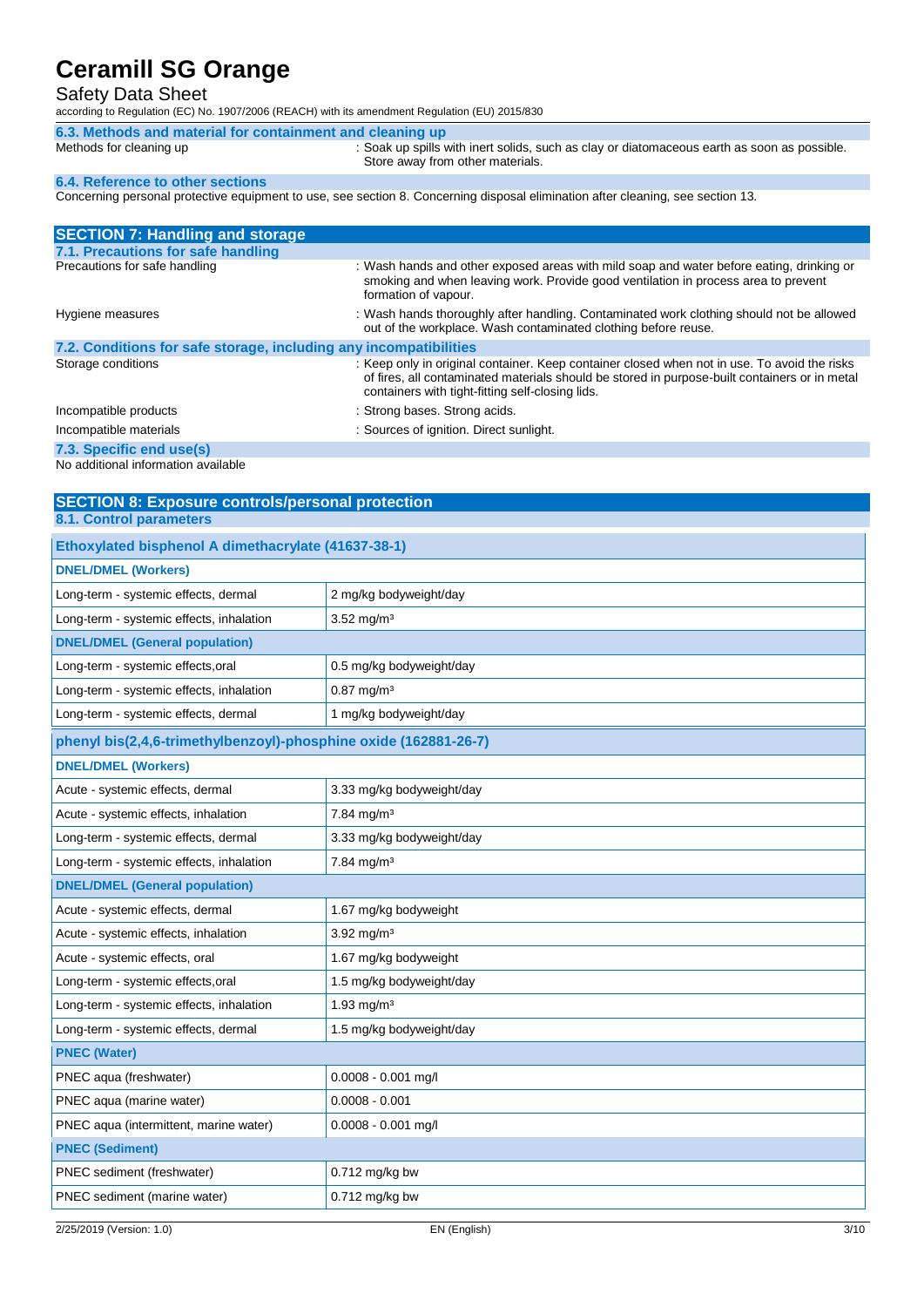# Ceramill SG Orange

Safety Data Sheet

according to Regulation (EC) No. 1907/2006 (REACH) with its amendment Regulation (EU) 2015/830

### 6.3. Methods and material for containment and cleaning up

| | |
|---|---|
| Methods for cleaning up | : Soak up spills with inert solids, such as clay or diatomaceous earth as soon as possible. Store away from other materials. |

### 6.4. Reference to other sections

Concerning personal protective equipment to use, see section 8. Concerning disposal elimination after cleaning, see section 13.

## SECTION 7: Handling and storage

### 7.1. Precautions for safe handling

| | |
|---|---|
| Precautions for safe handling | : Wash hands and other exposed areas with mild soap and water before eating, drinking or smoking and when leaving work. Provide good ventilation in process area to prevent formation of vapour. |
| Hygiene measures | : Wash hands thoroughly after handling. Contaminated work clothing should not be allowed out of the workplace. Wash contaminated clothing before reuse. |

### 7.2. Conditions for safe storage, including any incompatibilities

| | |
|---|---|
| Storage conditions | : Keep only in original container. Keep container closed when not in use. To avoid the risks of fires, all contaminated materials should be stored in purpose-built containers or in metal containers with tight-fitting self-closing lids. |
| Incompatible products | : Strong bases. Strong acids. |
| Incompatible materials | : Sources of ignition. Direct sunlight. |

### 7.3. Specific end use(s)

No additional information available

## SECTION 8: Exposure controls/personal protection

### 8.1. Control parameters

| Ethoxylated bisphenol A dimethacrylate (41637-38-1) | |
|---|---|
| **DNEL/DMEL (Workers)** | |
| Long-term - systemic effects, dermal | 2 mg/kg bodyweight/day |
| Long-term - systemic effects, inhalation | 3.52 mg/m³ |
| **DNEL/DMEL (General population)** | |
| Long-term - systemic effects,oral | 0.5 mg/kg bodyweight/day |
| Long-term - systemic effects, inhalation | 0.87 mg/m³ |
| Long-term - systemic effects, dermal | 1 mg/kg bodyweight/day |

| phenyl bis(2,4,6-trimethylbenzoyl)-phosphine oxide (162881-26-7) | |
|---|---|
| **DNEL/DMEL (Workers)** | |
| Acute - systemic effects, dermal | 3.33 mg/kg bodyweight/day |
| Acute - systemic effects, inhalation | 7.84 mg/m³ |
| Long-term - systemic effects, dermal | 3.33 mg/kg bodyweight/day |
| Long-term - systemic effects, inhalation | 7.84 mg/m³ |
| **DNEL/DMEL (General population)** | |
| Acute - systemic effects, dermal | 1.67 mg/kg bodyweight |
| Acute - systemic effects, inhalation | 3.92 mg/m³ |
| Acute - systemic effects, oral | 1.67 mg/kg bodyweight |
| Long-term - systemic effects,oral | 1.5 mg/kg bodyweight/day |
| Long-term - systemic effects, inhalation | 1.93 mg/m³ |
| Long-term - systemic effects, dermal | 1.5 mg/kg bodyweight/day |
| **PNEC (Water)** | |
| PNEC aqua (freshwater) | 0.0008 - 0.001 mg/l |
| PNEC aqua (marine water) | 0.0008 - 0.001 |
| PNEC aqua (intermittent, marine water) | 0.0008 - 0.001 mg/l |
| **PNEC (Sediment)** | |
| PNEC sediment (freshwater) | 0.712 mg/kg bw |
| PNEC sediment (marine water) | 0.712 mg/kg bw |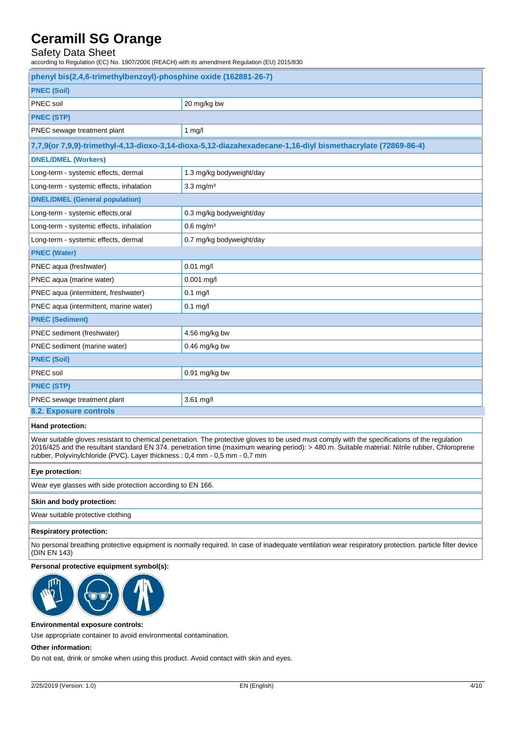| phenyl bis(2,4,6-trimethylbenzoyl)-phosphine oxide (162881-26-7) | |
|---|---|
| **PNEC (Soil)** | |
| PNEC soil | 20 mg/kg bw |
| **PNEC (STP)** | |
| PNEC sewage treatment plant | 1 mg/l |

| 7,7,9(or 7,9,9)-trimethyl-4,13-dioxo-3,14-dioxa-5,12-diazahexadecane-1,16-diyl bismethacrylate (72869-86-4) | |
|---|---|
| **DNEL/DMEL (Workers)** | |
| Long-term - systemic effects, dermal | 1.3 mg/kg bodyweight/day |
| Long-term - systemic effects, inhalation | 3.3 mg/m³ |
| **DNEL/DMEL (General population)** | |
| Long-term - systemic effects,oral | 0.3 mg/kg bodyweight/day |
| Long-term - systemic effects, inhalation | 0.6 mg/m³ |
| Long-term - systemic effects, dermal | 0.7 mg/kg bodyweight/day |
| **PNEC (Water)** | |
| PNEC aqua (freshwater) | 0.01 mg/l |
| PNEC aqua (marine water) | 0.001 mg/l |
| PNEC aqua (intermittent, freshwater) | 0.1 mg/l |
| PNEC aqua (intermittent, marine water) | 0.1 mg/l |
| **PNEC (Sediment)** | |
| PNEC sediment (freshwater) | 4.56 mg/kg bw |
| PNEC sediment (marine water) | 0.46 mg/kg bw |
| **PNEC (Soil)** | |
| PNEC soil | 0.91 mg/kg bw |
| **PNEC (STP)** | |
| PNEC sewage treatment plant | 3.61 mg/l |

## 8.2. Exposure controls

**Hand protection:**

Wear suitable gloves resistant to chemical penetration. The protective gloves to be used must comply with the specifications of the regulation 2016/425 and the resultant standard EN 374. penetration time (maximum wearing period): > 480 m. Suitable material: Nitrile rubber, Chloroprene rubber, Polyvinylchloride (PVC). Layer thickness : 0,4 mm - 0,5 mm - 0,7 mm

**Eye protection:**

Wear eye glasses with side protection according to EN 166.

**Skin and body protection:**

Wear suitable protective clothing

**Respiratory protection:**

No personal breathing protective equipment is normally required. In case of inadequate ventilation wear respiratory protection. particle filter device (DIN EN 143)

**Personal protective equipment symbol(s):**

**Environmental exposure controls:**

Use appropriate container to avoid environmental contamination.

**Other information:**

Do not eat, drink or smoke when using this product. Avoid contact with skin and eyes.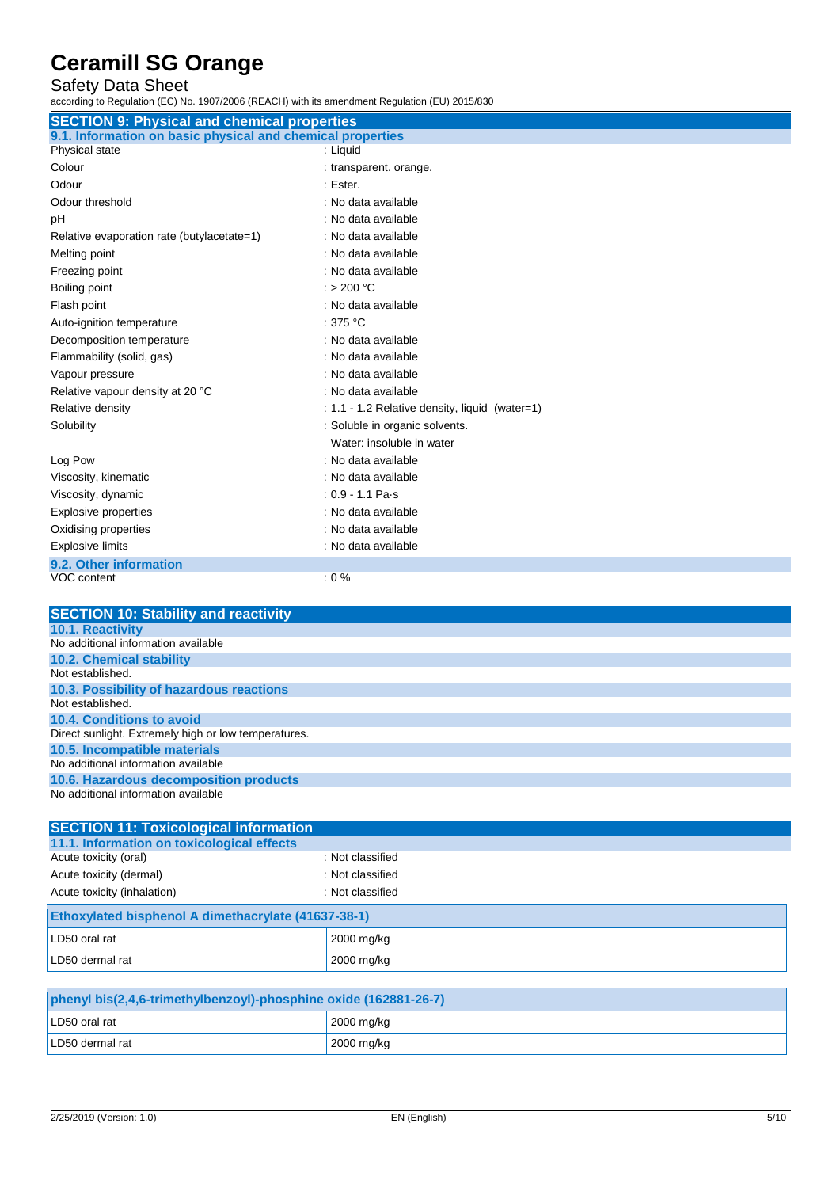# Ceramill SG Orange

Safety Data Sheet

according to Regulation (EC) No. 1907/2006 (REACH) with its amendment Regulation (EU) 2015/830

## SECTION 9: Physical and chemical properties

### 9.1. Information on basic physical and chemical properties

| | |
|---|---|
| Physical state | : Liquid |
| Colour | : transparent. orange. |
| Odour | : Ester. |
| Odour threshold | : No data available |
| pH | : No data available |
| Relative evaporation rate (butylacetate=1) | : No data available |
| Melting point | : No data available |
| Freezing point | : No data available |
| Boiling point | : > 200 °C |
| Flash point | : No data available |
| Auto-ignition temperature | : 375 °C |
| Decomposition temperature | : No data available |
| Flammability (solid, gas) | : No data available |
| Vapour pressure | : No data available |
| Relative vapour density at 20 °C | : No data available |
| Relative density | : 1.1 - 1.2 Relative density, liquid (water=1) |
| Solubility | : Soluble in organic solvents. Water: insoluble in water |
| Log Pow | : No data available |
| Viscosity, kinematic | : No data available |
| Viscosity, dynamic | : 0.9 - 1.1 Pa·s |
| Explosive properties | : No data available |
| Oxidising properties | : No data available |
| Explosive limits | : No data available |

### 9.2. Other information

| | |
|---|---|
| VOC content | : 0 % |

## SECTION 10: Stability and reactivity

### 10.1. Reactivity

No additional information available

### 10.2. Chemical stability

Not established.

### 10.3. Possibility of hazardous reactions

Not established.

### 10.4. Conditions to avoid

Direct sunlight. Extremely high or low temperatures.

### 10.5. Incompatible materials

No additional information available

### 10.6. Hazardous decomposition products

No additional information available

## SECTION 11: Toxicological information

### 11.1. Information on toxicological effects

| | |
|---|---|
| Acute toxicity (oral) | : Not classified |
| Acute toxicity (dermal) | : Not classified |
| Acute toxicity (inhalation) | : Not classified |

| Ethoxylated bisphenol A dimethacrylate (41637-38-1) | |
|---|---|
| LD50 oral rat | 2000 mg/kg |
| LD50 dermal rat | 2000 mg/kg |

| phenyl bis(2,4,6-trimethylbenzoyl)-phosphine oxide (162881-26-7) | |
|---|---|
| LD50 oral rat | 2000 mg/kg |
| LD50 dermal rat | 2000 mg/kg |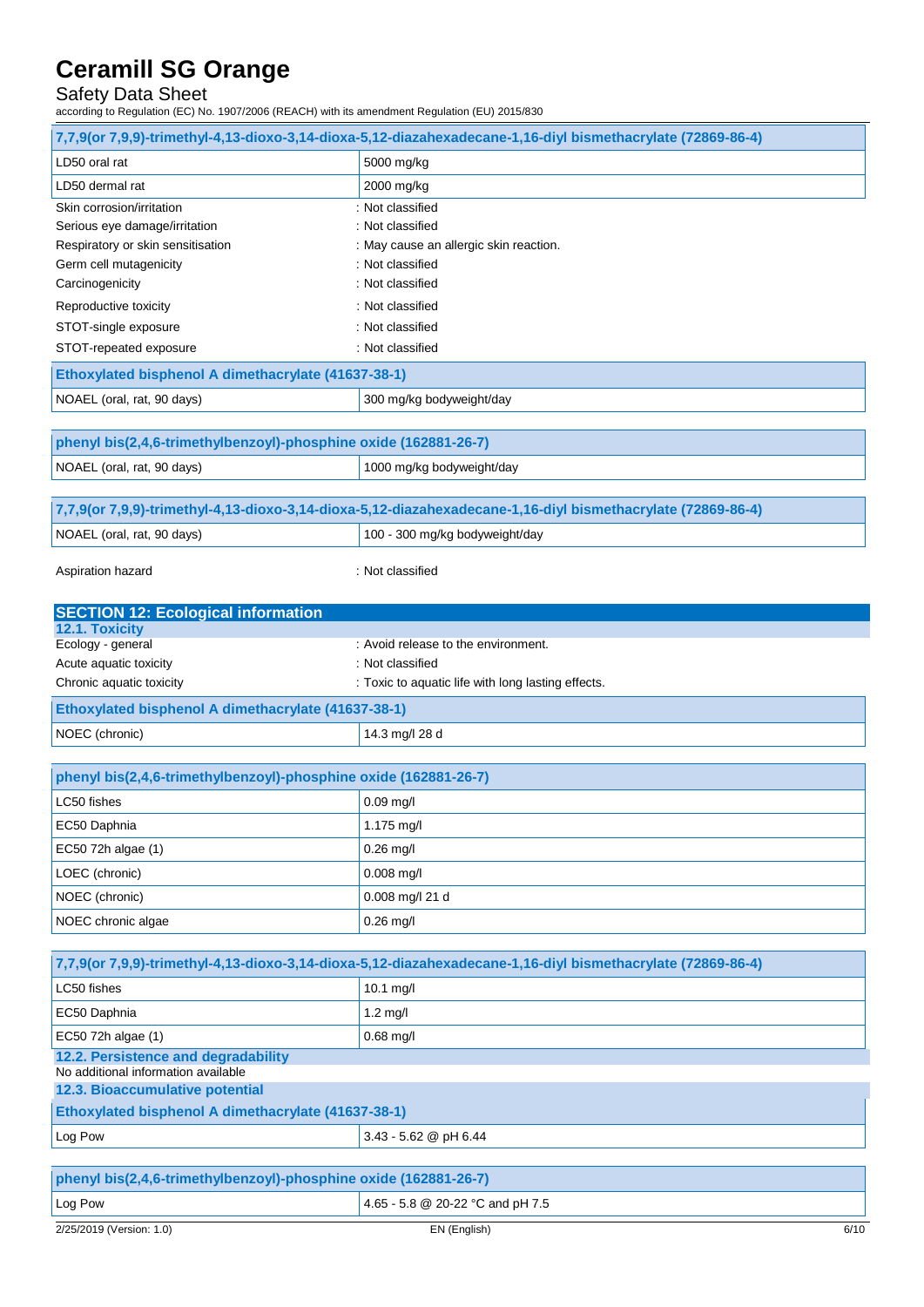| 7,7,9(or 7,9,9)-trimethyl-4,13-dioxo-3,14-dioxa-5,12-diazahexadecane-1,16-diyl bismethacrylate (72869-86-4) | |
|---|---|
| LD50 oral rat | 5000 mg/kg |
| LD50 dermal rat | 2000 mg/kg |

Skin corrosion/irritation : Not classified

Serious eye damage/irritation : Not classified

Respiratory or skin sensitisation : May cause an allergic skin reaction.

Germ cell mutagenicity : Not classified

Carcinogenicity : Not classified

Reproductive toxicity : Not classified

STOT-single exposure : Not classified

STOT-repeated exposure : Not classified

| Ethoxylated bisphenol A dimethacrylate (41637-38-1) | |
|---|---|
| NOAEL (oral, rat, 90 days) | 300 mg/kg bodyweight/day |

| phenyl bis(2,4,6-trimethylbenzoyl)-phosphine oxide (162881-26-7) | |
|---|---|
| NOAEL (oral, rat, 90 days) | 1000 mg/kg bodyweight/day |

| 7,7,9(or 7,9,9)-trimethyl-4,13-dioxo-3,14-dioxa-5,12-diazahexadecane-1,16-diyl bismethacrylate (72869-86-4) | |
|---|---|
| NOAEL (oral, rat, 90 days) | 100 - 300 mg/kg bodyweight/day |

Aspiration hazard : Not classified

## SECTION 12: Ecological information

### 12.1. Toxicity

Ecology - general : Avoid release to the environment.

Acute aquatic toxicity : Not classified

Chronic aquatic toxicity : Toxic to aquatic life with long lasting effects.

| Ethoxylated bisphenol A dimethacrylate (41637-38-1) | |
|---|---|
| NOEC (chronic) | 14.3 mg/l 28 d |

| phenyl bis(2,4,6-trimethylbenzoyl)-phosphine oxide (162881-26-7) | |
|---|---|
| LC50 fishes | 0.09 mg/l |
| EC50 Daphnia | 1.175 mg/l |
| EC50 72h algae (1) | 0.26 mg/l |
| LOEC (chronic) | 0.008 mg/l |
| NOEC (chronic) | 0.008 mg/l 21 d |
| NOEC chronic algae | 0.26 mg/l |

| 7,7,9(or 7,9,9)-trimethyl-4,13-dioxo-3,14-dioxa-5,12-diazahexadecane-1,16-diyl bismethacrylate (72869-86-4) | |
|---|---|
| LC50 fishes | 10.1 mg/l |
| EC50 Daphnia | 1.2 mg/l |
| EC50 72h algae (1) | 0.68 mg/l |

### 12.2. Persistence and degradability

No additional information available

### 12.3. Bioaccumulative potential

| Ethoxylated bisphenol A dimethacrylate (41637-38-1) | |
|---|---|
| Log Pow | 3.43 - 5.62 @ pH 6.44 |

| phenyl bis(2,4,6-trimethylbenzoyl)-phosphine oxide (162881-26-7) | |
|---|---|
| Log Pow | 4.65 - 5.8 @ 20-22 °C and pH 7.5 |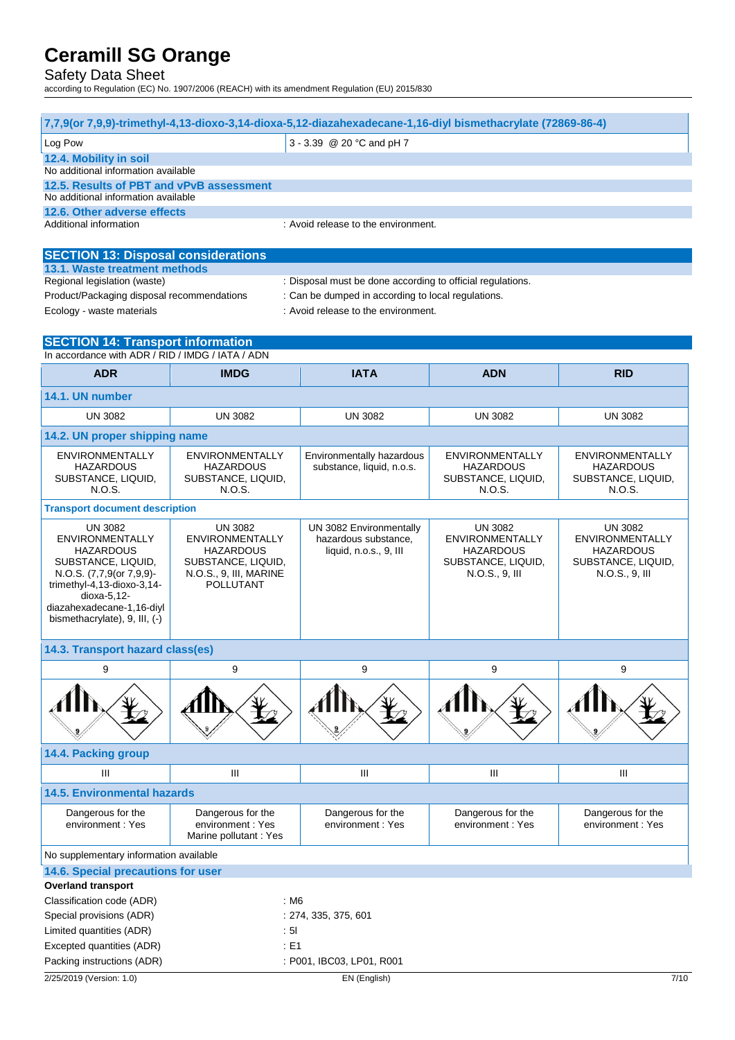| 7,7,9(or 7,9,9)-trimethyl-4,13-dioxo-3,14-dioxa-5,12-diazahexadecane-1,16-diyl bismethacrylate (72869-86-4) | |
|---|---|
| Log Pow | 3 - 3.39 @ 20 °C and pH 7 |

### 12.4. Mobility in soil

No additional information available

### 12.5. Results of PBT and vPvB assessment

No additional information available

### 12.6. Other adverse effects

Additional information : Avoid release to the environment.

## SECTION 13: Disposal considerations

### 13.1. Waste treatment methods

Regional legislation (waste) : Disposal must be done according to official regulations.

Product/Packaging disposal recommendations : Can be dumped in according to local regulations.

Ecology - waste materials : Avoid release to the environment.

## SECTION 14: Transport information

In accordance with ADR / RID / IMDG / IATA / ADN

| ADR | IMDG | IATA | ADN | RID |
|---|---|---|---|---|
| **14.1. UN number** | | | | |
| UN 3082 | UN 3082 | UN 3082 | UN 3082 | UN 3082 |
| **14.2. UN proper shipping name** | | | | |
| ENVIRONMENTALLY HAZARDOUS SUBSTANCE, LIQUID, N.O.S. | ENVIRONMENTALLY HAZARDOUS SUBSTANCE, LIQUID, N.O.S. | Environmentally hazardous substance, liquid, n.o.s. | ENVIRONMENTALLY HAZARDOUS SUBSTANCE, LIQUID, N.O.S. | ENVIRONMENTALLY HAZARDOUS SUBSTANCE, LIQUID, N.O.S. |
| **Transport document description** | | | | |
| UN 3082 ENVIRONMENTALLY HAZARDOUS SUBSTANCE, LIQUID, N.O.S. (7,7,9(or 7,9,9)-trimethyl-4,13-dioxo-3,14-dioxa-5,12-diazahexadecane-1,16-diyl bismethacrylate), 9, III, (-) | UN 3082 ENVIRONMENTALLY HAZARDOUS SUBSTANCE, LIQUID, N.O.S., 9, III, MARINE POLLUTANT | UN 3082 Environmentally hazardous substance, liquid, n.o.s., 9, III | UN 3082 ENVIRONMENTALLY HAZARDOUS SUBSTANCE, LIQUID, N.O.S., 9, III | UN 3082 ENVIRONMENTALLY HAZARDOUS SUBSTANCE, LIQUID, N.O.S., 9, III |
| **14.3. Transport hazard class(es)** | | | | |
| 9 | 9 | 9 | 9 | 9 |
| **14.4. Packing group** | | | | |
| III | III | III | III | III |
| **14.5. Environmental hazards** | | | | |
| Dangerous for the environment : Yes | Dangerous for the environment : Yes<br>Marine pollutant : Yes | Dangerous for the environment : Yes | Dangerous for the environment : Yes | Dangerous for the environment : Yes |

No supplementary information available

### 14.6. Special precautions for user

**Overland transport**

Classification code (ADR) : M6

Special provisions (ADR) : 274, 335, 375, 601

Limited quantities (ADR) : 5l

Excepted quantities (ADR) : E1

Packing instructions (ADR) : P001, IBC03, LP01, R001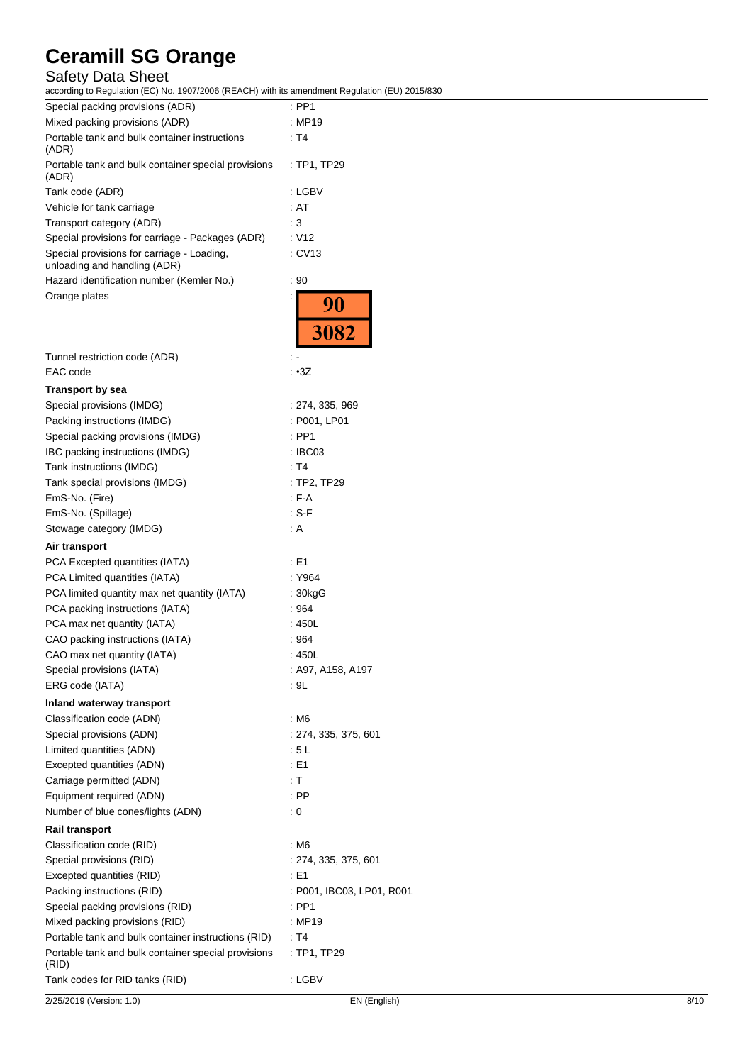| | |
|---|---|
| Special packing provisions (ADR) | : PP1 |
| Mixed packing provisions (ADR) | : MP19 |
| Portable tank and bulk container instructions (ADR) | : T4 |
| Portable tank and bulk container special provisions (ADR) | : TP1, TP29 |
| Tank code (ADR) | : LGBV |
| Vehicle for tank carriage | : AT |
| Transport category (ADR) | : 3 |
| Special provisions for carriage - Packages (ADR) | : V12 |
| Special provisions for carriage - Loading, unloading and handling (ADR) | : CV13 |
| Hazard identification number (Kemler No.) | : 90 |
| Orange plates | : 90 / 3082 |
| Tunnel restriction code (ADR) | : - |
| EAC code | : •3Z |

**Transport by sea**

| | |
|---|---|
| Special provisions (IMDG) | : 274, 335, 969 |
| Packing instructions (IMDG) | : P001, LP01 |
| Special packing provisions (IMDG) | : PP1 |
| IBC packing instructions (IMDG) | : IBC03 |
| Tank instructions (IMDG) | : T4 |
| Tank special provisions (IMDG) | : TP2, TP29 |
| EmS-No. (Fire) | : F-A |
| EmS-No. (Spillage) | : S-F |
| Stowage category (IMDG) | : A |

**Air transport**

| | |
|---|---|
| PCA Excepted quantities (IATA) | : E1 |
| PCA Limited quantities (IATA) | : Y964 |
| PCA limited quantity max net quantity (IATA) | : 30kgG |
| PCA packing instructions (IATA) | : 964 |
| PCA max net quantity (IATA) | : 450L |
| CAO packing instructions (IATA) | : 964 |
| CAO max net quantity (IATA) | : 450L |
| Special provisions (IATA) | : A97, A158, A197 |
| ERG code (IATA) | : 9L |

**Inland waterway transport**

| | |
|---|---|
| Classification code (ADN) | : M6 |
| Special provisions (ADN) | : 274, 335, 375, 601 |
| Limited quantities (ADN) | : 5 L |
| Excepted quantities (ADN) | : E1 |
| Carriage permitted (ADN) | : T |
| Equipment required (ADN) | : PP |
| Number of blue cones/lights (ADN) | : 0 |

**Rail transport**

| | |
|---|---|
| Classification code (RID) | : M6 |
| Special provisions (RID) | : 274, 335, 375, 601 |
| Excepted quantities (RID) | : E1 |
| Packing instructions (RID) | : P001, IBC03, LP01, R001 |
| Special packing provisions (RID) | : PP1 |
| Mixed packing provisions (RID) | : MP19 |
| Portable tank and bulk container instructions (RID) | : T4 |
| Portable tank and bulk container special provisions (RID) | : TP1, TP29 |
| Tank codes for RID tanks (RID) | : LGBV |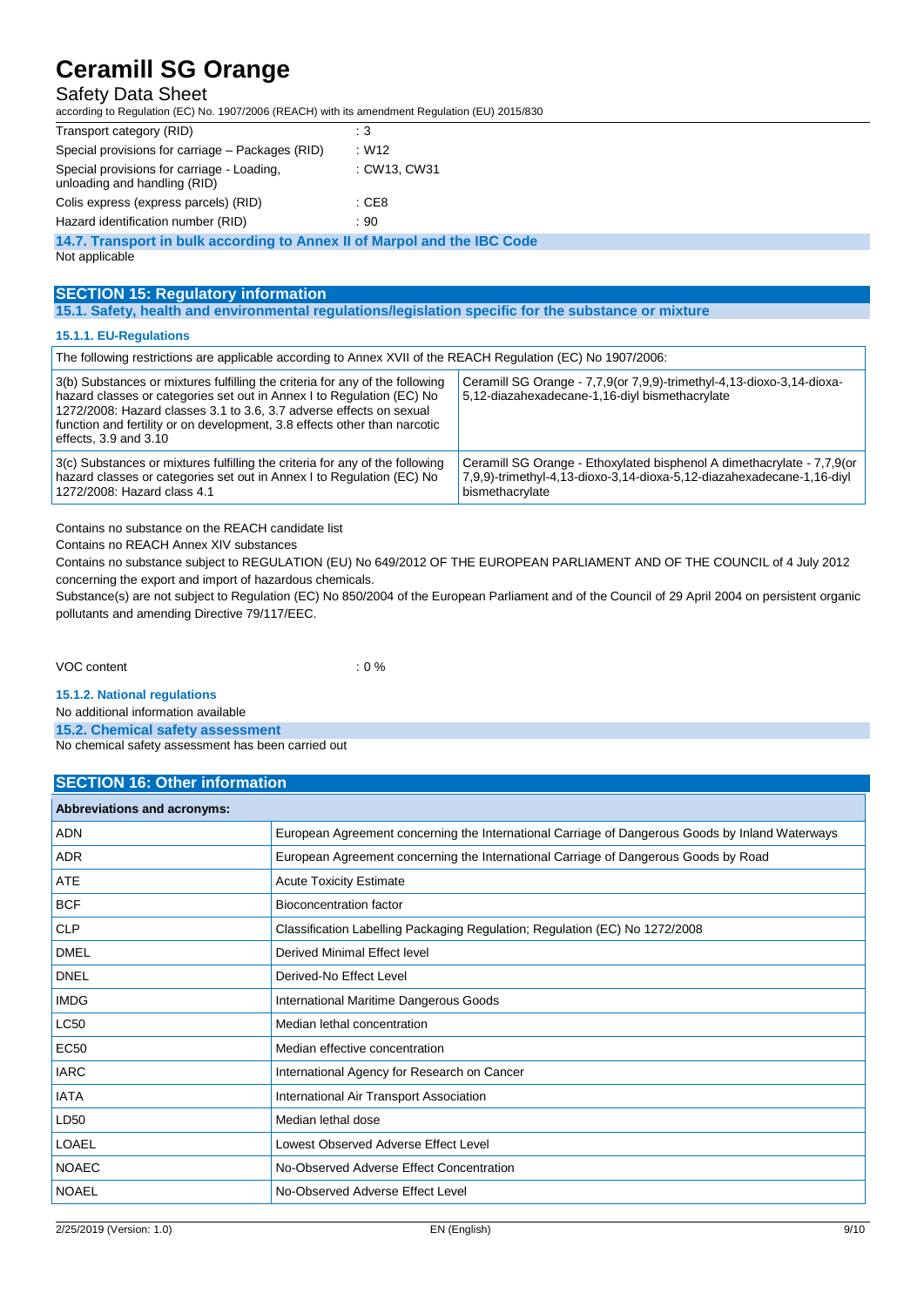| | |
|---|---|
| Transport category (RID) | : 3 |
| Special provisions for carriage – Packages (RID) | : W12 |
| Special provisions for carriage - Loading, unloading and handling (RID) | : CW13, CW31 |
| Colis express (express parcels) (RID) | : CE8 |
| Hazard identification number (RID) | : 90 |

### 14.7. Transport in bulk according to Annex II of Marpol and the IBC Code

Not applicable

## SECTION 15: Regulatory information

### 15.1. Safety, health and environmental regulations/legislation specific for the substance or mixture

#### 15.1.1. EU-Regulations

| The following restrictions are applicable according to Annex XVII of the REACH Regulation (EC) No 1907/2006: | |
|---|---|
| 3(b) Substances or mixtures fulfilling the criteria for any of the following hazard classes or categories set out in Annex I to Regulation (EC) No 1272/2008: Hazard classes 3.1 to 3.6, 3.7 adverse effects on sexual function and fertility or on development, 3.8 effects other than narcotic effects, 3.9 and 3.10 | Ceramill SG Orange - 7,7,9(or 7,9,9)-trimethyl-4,13-dioxo-3,14-dioxa-5,12-diazahexadecane-1,16-diyl bismethacrylate |
| 3(c) Substances or mixtures fulfilling the criteria for any of the following hazard classes or categories set out in Annex I to Regulation (EC) No 1272/2008: Hazard class 4.1 | Ceramill SG Orange - Ethoxylated bisphenol A dimethacrylate - 7,7,9(or 7,9,9)-trimethyl-4,13-dioxo-3,14-dioxa-5,12-diazahexadecane-1,16-diyl bismethacrylate |

Contains no substance on the REACH candidate list

Contains no REACH Annex XIV substances

Contains no substance subject to REGULATION (EU) No 649/2012 OF THE EUROPEAN PARLIAMENT AND OF THE COUNCIL of 4 July 2012 concerning the export and import of hazardous chemicals.

Substance(s) are not subject to Regulation (EC) No 850/2004 of the European Parliament and of the Council of 29 April 2004 on persistent organic pollutants and amending Directive 79/117/EEC.

VOC content : 0 %

#### 15.1.2. National regulations

No additional information available

### 15.2. Chemical safety assessment

No chemical safety assessment has been carried out

## SECTION 16: Other information

| Abbreviations and acronyms: | |
|---|---|
| ADN | European Agreement concerning the International Carriage of Dangerous Goods by Inland Waterways |
| ADR | European Agreement concerning the International Carriage of Dangerous Goods by Road |
| ATE | Acute Toxicity Estimate |
| BCF | Bioconcentration factor |
| CLP | Classification Labelling Packaging Regulation; Regulation (EC) No 1272/2008 |
| DMEL | Derived Minimal Effect level |
| DNEL | Derived-No Effect Level |
| IMDG | International Maritime Dangerous Goods |
| LC50 | Median lethal concentration |
| EC50 | Median effective concentration |
| IARC | International Agency for Research on Cancer |
| IATA | International Air Transport Association |
| LD50 | Median lethal dose |
| LOAEL | Lowest Observed Adverse Effect Level |
| NOAEC | No-Observed Adverse Effect Concentration |
| NOAEL | No-Observed Adverse Effect Level |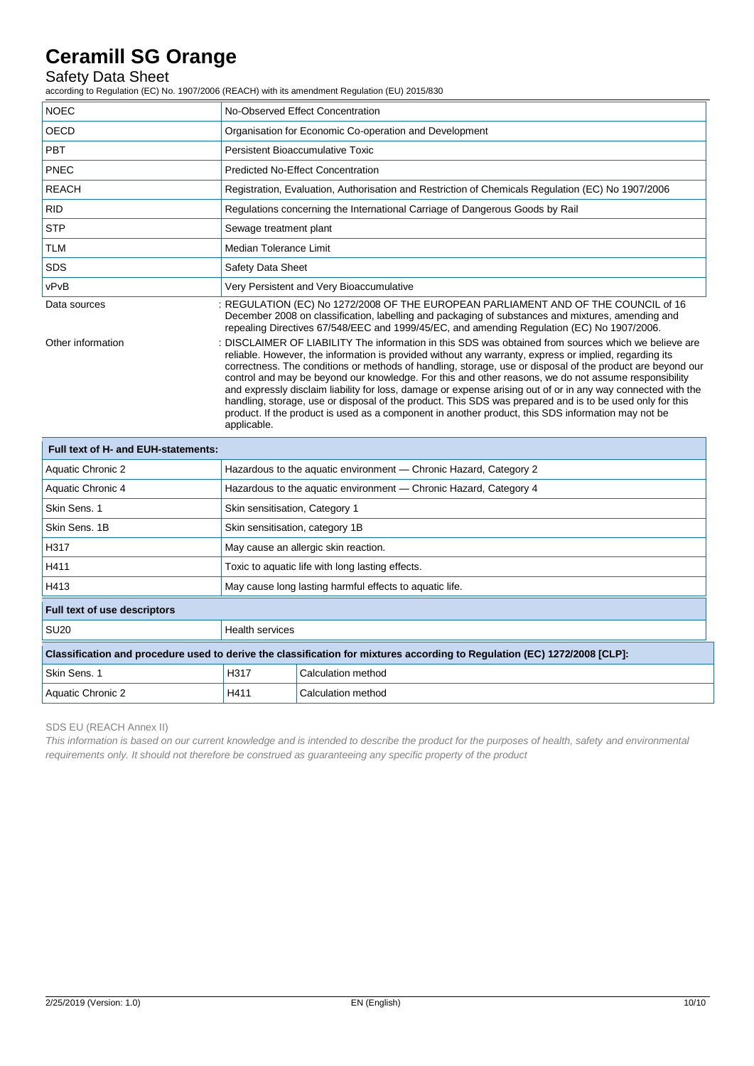| | |
|---|---|
| NOEC | No-Observed Effect Concentration |
| OECD | Organisation for Economic Co-operation and Development |
| PBT | Persistent Bioaccumulative Toxic |
| PNEC | Predicted No-Effect Concentration |
| REACH | Registration, Evaluation, Authorisation and Restriction of Chemicals Regulation (EC) No 1907/2006 |
| RID | Regulations concerning the International Carriage of Dangerous Goods by Rail |
| STP | Sewage treatment plant |
| TLM | Median Tolerance Limit |
| SDS | Safety Data Sheet |
| vPvB | Very Persistent and Very Bioaccumulative |

Data sources : REGULATION (EC) No 1272/2008 OF THE EUROPEAN PARLIAMENT AND OF THE COUNCIL of 16 December 2008 on classification, labelling and packaging of substances and mixtures, amending and repealing Directives 67/548/EEC and 1999/45/EC, and amending Regulation (EC) No 1907/2006.

Other information : DISCLAIMER OF LIABILITY The information in this SDS was obtained from sources which we believe are reliable. However, the information is provided without any warranty, express or implied, regarding its correctness. The conditions or methods of handling, storage, use or disposal of the product are beyond our control and may be beyond our knowledge. For this and other reasons, we do not assume responsibility and expressly disclaim liability for loss, damage or expense arising out of or in any way connected with the handling, storage, use or disposal of the product. This SDS was prepared and is to be used only for this product. If the product is used as a component in another product, this SDS information may not be applicable.

| Full text of H- and EUH-statements: | |
|---|---|
| Aquatic Chronic 2 | Hazardous to the aquatic environment — Chronic Hazard, Category 2 |
| Aquatic Chronic 4 | Hazardous to the aquatic environment — Chronic Hazard, Category 4 |
| Skin Sens. 1 | Skin sensitisation, Category 1 |
| Skin Sens. 1B | Skin sensitisation, category 1B |
| H317 | May cause an allergic skin reaction. |
| H411 | Toxic to aquatic life with long lasting effects. |
| H413 | May cause long lasting harmful effects to aquatic life. |

| Full text of use descriptors | |
|---|---|
| SU20 | Health services |

| Classification and procedure used to derive the classification for mixtures according to Regulation (EC) 1272/2008 [CLP]: | | |
|---|---|---|
| Skin Sens. 1 | H317 | Calculation method |
| Aquatic Chronic 2 | H411 | Calculation method |

SDS EU (REACH Annex II)

*This information is based on our current knowledge and is intended to describe the product for the purposes of health, safety and environmental requirements only. It should not therefore be construed as guaranteeing any specific property of the product*